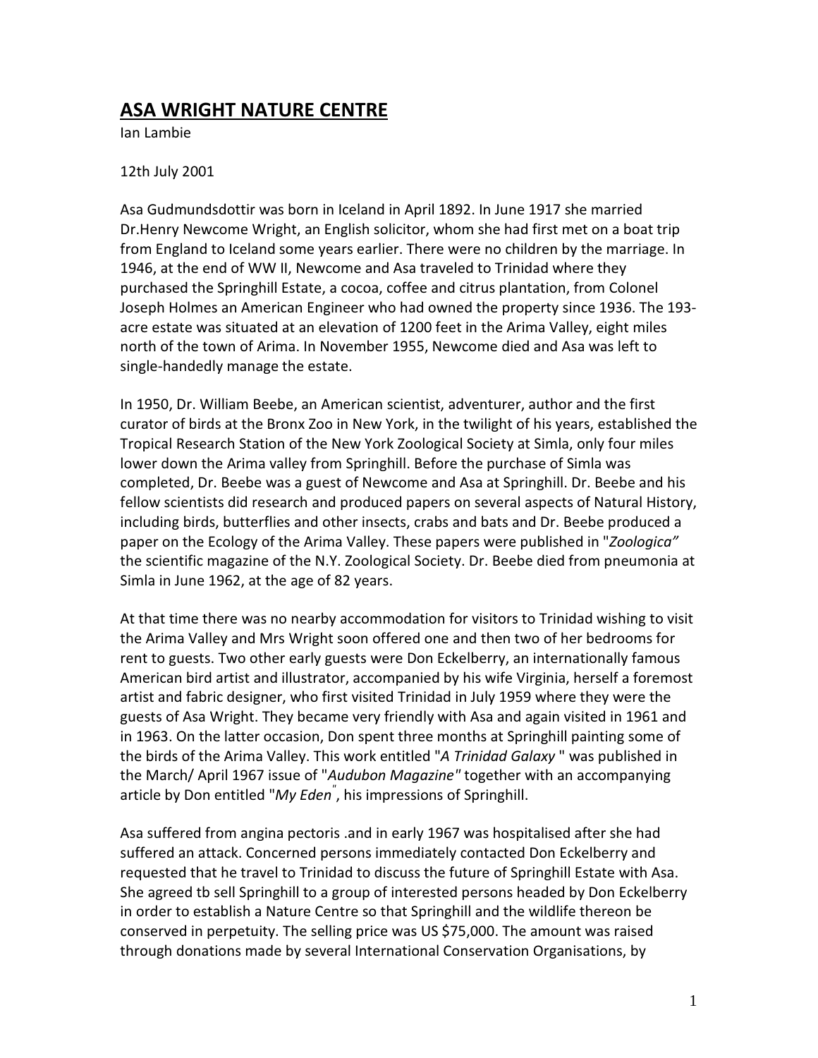# ASA WRIGHT NATURE CENTRE

Ian Lambie

12th July 2001

Asa Gudmundsdottir was born in Iceland in April 1892. In June 1917 she married Dr.Henry Newcome Wright, an English solicitor, whom she had first met on a boat trip from England to Iceland some years earlier. There were no children by the marriage. In 1946, at the end of WW II, Newcome and Asa traveled to Trinidad where they purchased the Springhill Estate, a cocoa, coffee and citrus plantation, from Colonel Joseph Holmes an American Engineer who had owned the property since 1936. The 193-acre estate was situated at an elevation of 1200 feet in the Arima Valley, eight miles north of the town of Arima. In November 1955, Newcome died and Asa was left to single-handedly manage the estate.

In 1950, Dr. William Beebe, an American scientist, adventurer, author and the first curator of birds at the Bronx Zoo in New York, in the twilight of his years, established the Tropical Research Station of the New York Zoological Society at Simla, only four miles lower down the Arima valley from Springhill. Before the purchase of Simla was completed, Dr. Beebe was a guest of Newcome and Asa at Springhill. Dr. Beebe and his fellow scientists did research and produced papers on several aspects of Natural History, including birds, butterflies and other insects, crabs and bats and Dr. Beebe produced a paper on the Ecology of the Arima Valley. These papers were published in "*Zoologica"* the scientific magazine of the N.Y. Zoological Society. Dr. Beebe died from pneumonia at Simla in June 1962, at the age of 82 years.

At that time there was no nearby accommodation for visitors to Trinidad wishing to visit the Arima Valley and Mrs Wright soon offered one and then two of her bedrooms for rent to guests. Two other early guests were Don Eckelberry, an internationally famous American bird artist and illustrator, accompanied by his wife Virginia, herself a foremost artist and fabric designer, who first visited Trinidad in July 1959 where they were the guests of Asa Wright. They became very friendly with Asa and again visited in 1961 and in 1963. On the latter occasion, Don spent three months at Springhill painting some of the birds of the Arima Valley. This work entitled "*A Trinidad Galaxy* " was published in the March/ April 1967 issue of "*Audubon Magazine"* together with an accompanying article by Don entitled "*My Eden*", his impressions of Springhill.

Asa suffered from angina pectoris .and in early 1967 was hospitalised after she had suffered an attack. Concerned persons immediately contacted Don Eckelberry and requested that he travel to Trinidad to discuss the future of Springhill Estate with Asa. She agreed tb sell Springhill to a group of interested persons headed by Don Eckelberry in order to establish a Nature Centre so that Springhill and the wildlife thereon be conserved in perpetuity. The selling price was US $75,000. The amount was raised through donations made by several International Conservation Organisations, by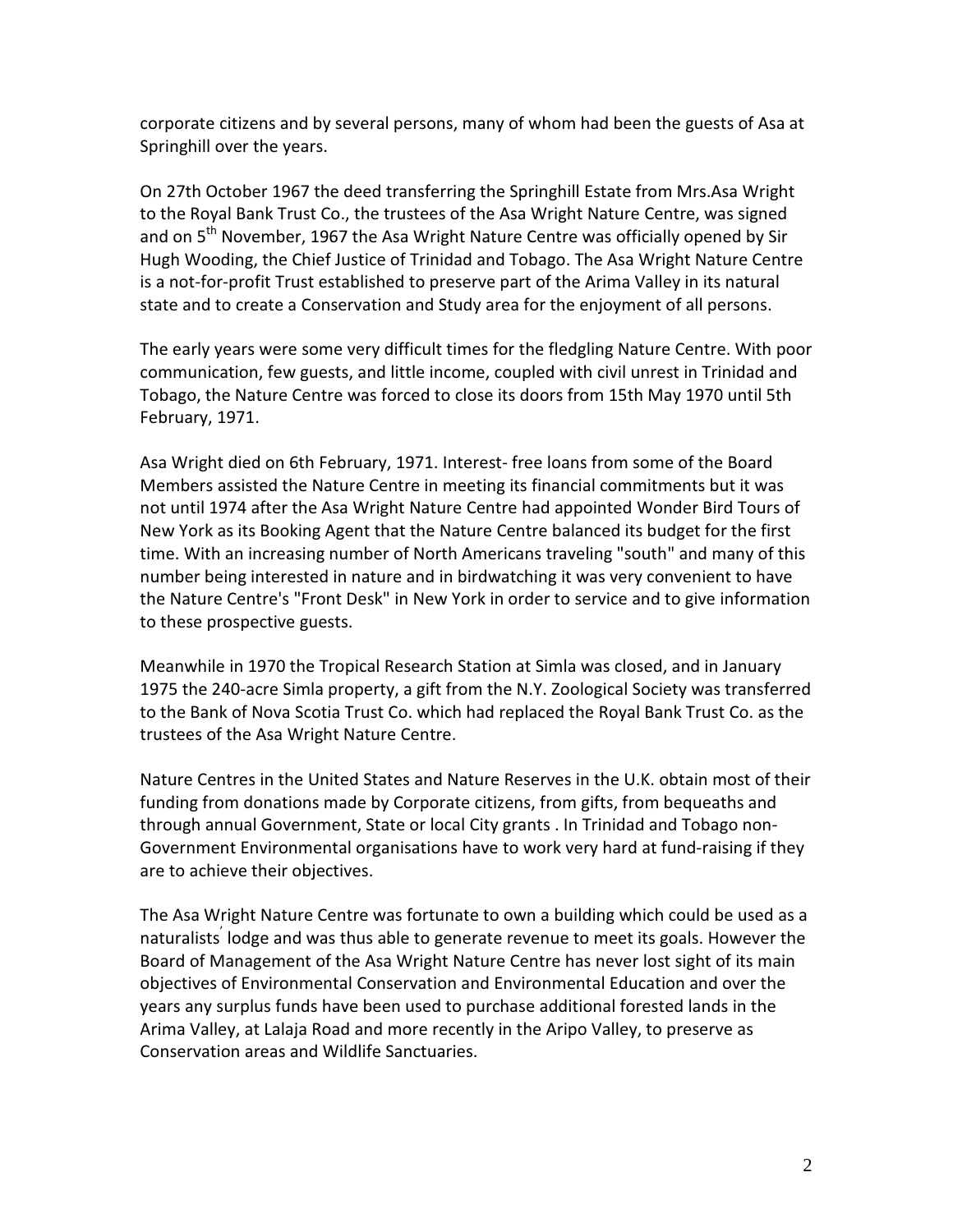corporate citizens and by several persons, many of whom had been the guests of Asa at Springhill over the years.

On 27th October 1967 the deed transferring the Springhill Estate from Mrs.Asa Wright to the Royal Bank Trust Co., the trustees of the Asa Wright Nature Centre, was signed and on 5th November, 1967 the Asa Wright Nature Centre was officially opened by Sir Hugh Wooding, the Chief Justice of Trinidad and Tobago. The Asa Wright Nature Centre is a not-for-profit Trust established to preserve part of the Arima Valley in its natural state and to create a Conservation and Study area for the enjoyment of all persons.

The early years were some very difficult times for the fledgling Nature Centre. With poor communication, few guests, and little income, coupled with civil unrest in Trinidad and Tobago, the Nature Centre was forced to close its doors from 15th May 1970 until 5th February, 1971.

Asa Wright died on 6th February, 1971. Interest- free loans from some of the Board Members assisted the Nature Centre in meeting its financial commitments but it was not until 1974 after the Asa Wright Nature Centre had appointed Wonder Bird Tours of New York as its Booking Agent that the Nature Centre balanced its budget for the first time. With an increasing number of North Americans traveling "south" and many of this number being interested in nature and in birdwatching it was very convenient to have the Nature Centre's "Front Desk" in New York in order to service and to give information to these prospective guests.

Meanwhile in 1970 the Tropical Research Station at Simla was closed, and in January 1975 the 240-acre Simla property, a gift from the N.Y. Zoological Society was transferred to the Bank of Nova Scotia Trust Co. which had replaced the Royal Bank Trust Co. as the trustees of the Asa Wright Nature Centre.

Nature Centres in the United States and Nature Reserves in the U.K. obtain most of their funding from donations made by Corporate citizens, from gifts, from bequeaths and through annual Government, State or local City grants . In Trinidad and Tobago non-Government Environmental organisations have to work very hard at fund-raising if they are to achieve their objectives.

The Asa Wright Nature Centre was fortunate to own a building which could be used as a naturalists' lodge and was thus able to generate revenue to meet its goals. However the Board of Management of the Asa Wright Nature Centre has never lost sight of its main objectives of Environmental Conservation and Environmental Education and over the years any surplus funds have been used to purchase additional forested lands in the Arima Valley, at Lalaja Road and more recently in the Aripo Valley, to preserve as Conservation areas and Wildlife Sanctuaries.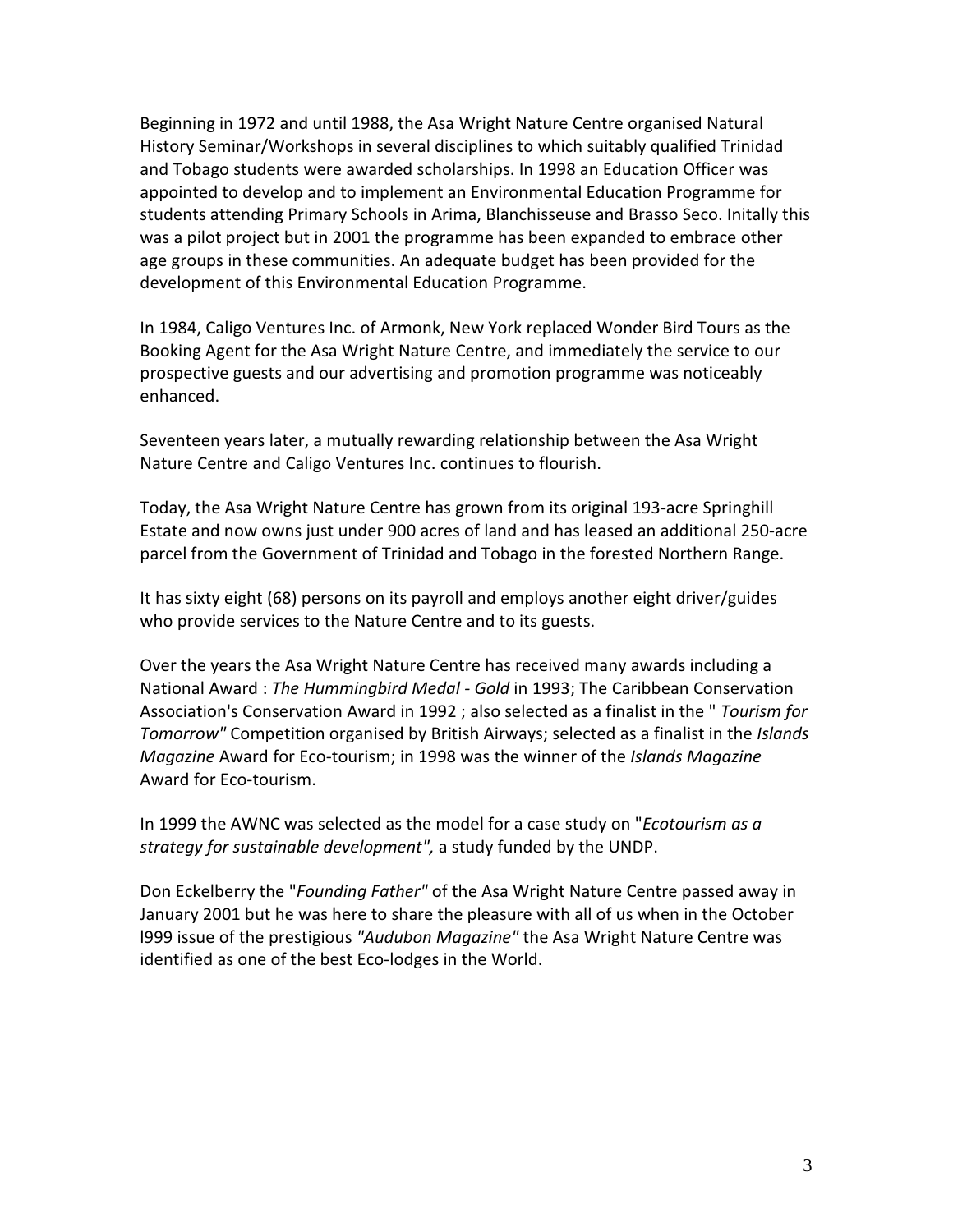Beginning in 1972 and until 1988, the Asa Wright Nature Centre organised Natural History Seminar/Workshops in several disciplines to which suitably qualified Trinidad and Tobago students were awarded scholarships. In 1998 an Education Officer was appointed to develop and to implement an Environmental Education Programme for students attending Primary Schools in Arima, Blanchisseuse and Brasso Seco. Initally this was a pilot project but in 2001 the programme has been expanded to embrace other age groups in these communities. An adequate budget has been provided for the development of this Environmental Education Programme.

In 1984, Caligo Ventures Inc. of Armonk, New York replaced Wonder Bird Tours as the Booking Agent for the Asa Wright Nature Centre, and immediately the service to our prospective guests and our advertising and promotion programme was noticeably enhanced.

Seventeen years later, a mutually rewarding relationship between the Asa Wright Nature Centre and Caligo Ventures Inc. continues to flourish.

Today, the Asa Wright Nature Centre has grown from its original 193-acre Springhill Estate and now owns just under 900 acres of land and has leased an additional 250-acre parcel from the Government of Trinidad and Tobago in the forested Northern Range.

It has sixty eight (68) persons on its payroll and employs another eight driver/guides who provide services to the Nature Centre and to its guests.

Over the years the Asa Wright Nature Centre has received many awards including a National Award : *The Hummingbird Medal - Gold* in 1993; The Caribbean Conservation Association's Conservation Award in 1992 ; also selected as a finalist in the " *Tourism for Tomorrow"* Competition organised by British Airways; selected as a finalist in the *Islands Magazine* Award for Eco-tourism; in 1998 was the winner of the *Islands Magazine* Award for Eco-tourism.

In 1999 the AWNC was selected as the model for a case study on "*Ecotourism as a strategy for sustainable development",* a study funded by the UNDP.

Don Eckelberry the "*Founding Father"* of the Asa Wright Nature Centre passed away in January 2001 but he was here to share the pleasure with all of us when in the October l999 issue of the prestigious *"Audubon Magazine"* the Asa Wright Nature Centre was identified as one of the best Eco-lodges in the World.